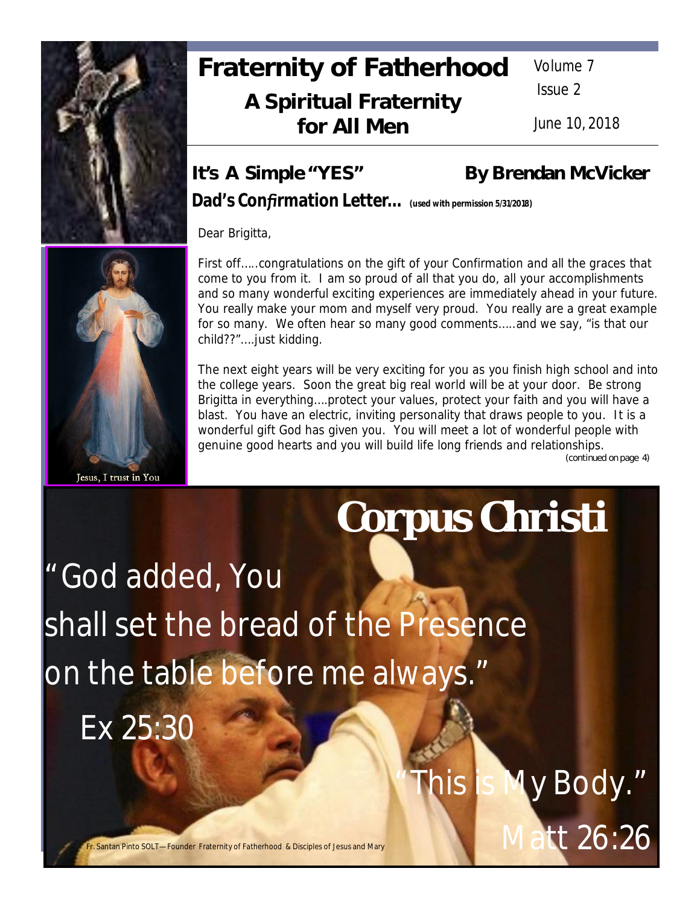# Fraternity of Fatherhood

## A Spiritual Fraternity for All Men

Volume 7
Issue 2

June 10, 2018

## It's A Simple "YES" — By Brendan McVicker

### Dad's Confirmation Letter… (used with permission 5/31/2018)

Dear Brigitta,

First off…..congratulations on the gift of your Confirmation and all the graces that come to you from it. I am so proud of all that you do, all your accomplishments and so many wonderful exciting experiences are immediately ahead in your future. You really make your mom and myself very proud. You really are a great example for so many. We often hear so many good comments…..and we say, "is that our child??"….just kidding.

The next eight years will be very exciting for you as you finish high school and into the college years. Soon the great big real world will be at your door. Be strong Brigitta in everything….protect your values, protect your faith and you will have a blast. You have an electric, inviting personality that draws people to you. It is a wonderful gift God has given you. You will meet a lot of wonderful people with genuine good hearts and you will build life long friends and relationships.

(continued on page 4)

Jesus, I trust in You

# Corpus Christi

"God added, You shall set the bread of the Presence on the table before me always."
Ex 25:30

"This is My Body."
Matt 26:26

Fr. Santan Pinto SOLT—Founder Fraternity of Fatherhood & Disciples of Jesus and Mary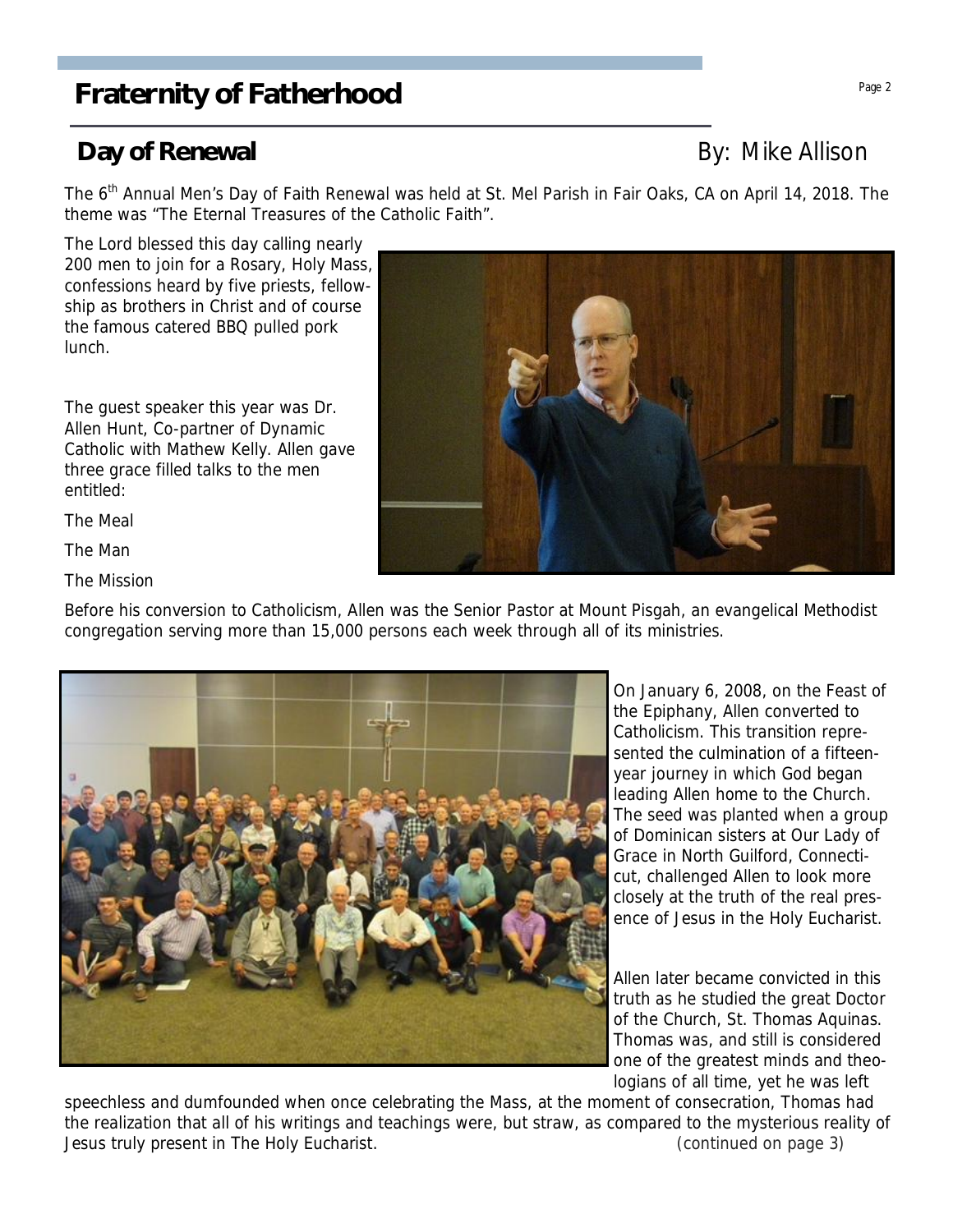# Fraternity of Fatherhood

## Day of Renewal

By: Mike Allison

The 6th Annual Men's Day of Faith Renewal was held at St. Mel Parish in Fair Oaks, CA on April 14, 2018. The theme was "The Eternal Treasures of the Catholic Faith".

The Lord blessed this day calling nearly 200 men to join for a Rosary, Holy Mass, confessions heard by five priests, fellowship as brothers in Christ and of course the famous catered BBQ pulled pork lunch.

The guest speaker this year was Dr. Allen Hunt, Co-partner of Dynamic Catholic with Mathew Kelly. Allen gave three grace filled talks to the men entitled:

The Meal

The Man

The Mission

Before his conversion to Catholicism, Allen was the Senior Pastor at Mount Pisgah, an evangelical Methodist congregation serving more than 15,000 persons each week through all of its ministries.

On January 6, 2008, on the Feast of the Epiphany, Allen converted to Catholicism. This transition represented the culmination of a fifteen-year journey in which God began leading Allen home to the Church. The seed was planted when a group of Dominican sisters at Our Lady of Grace in North Guilford, Connecticut, challenged Allen to look more closely at the truth of the real presence of Jesus in the Holy Eucharist.

Allen later became convicted in this truth as he studied the great Doctor of the Church, St. Thomas Aquinas. Thomas was, and still is considered one of the greatest minds and theologians of all time, yet he was left speechless and dumfounded when once celebrating the Mass, at the moment of consecration, Thomas had the realization that all of his writings and teachings were, but straw, as compared to the mysterious reality of Jesus truly present in The Holy Eucharist. (continued on page 3)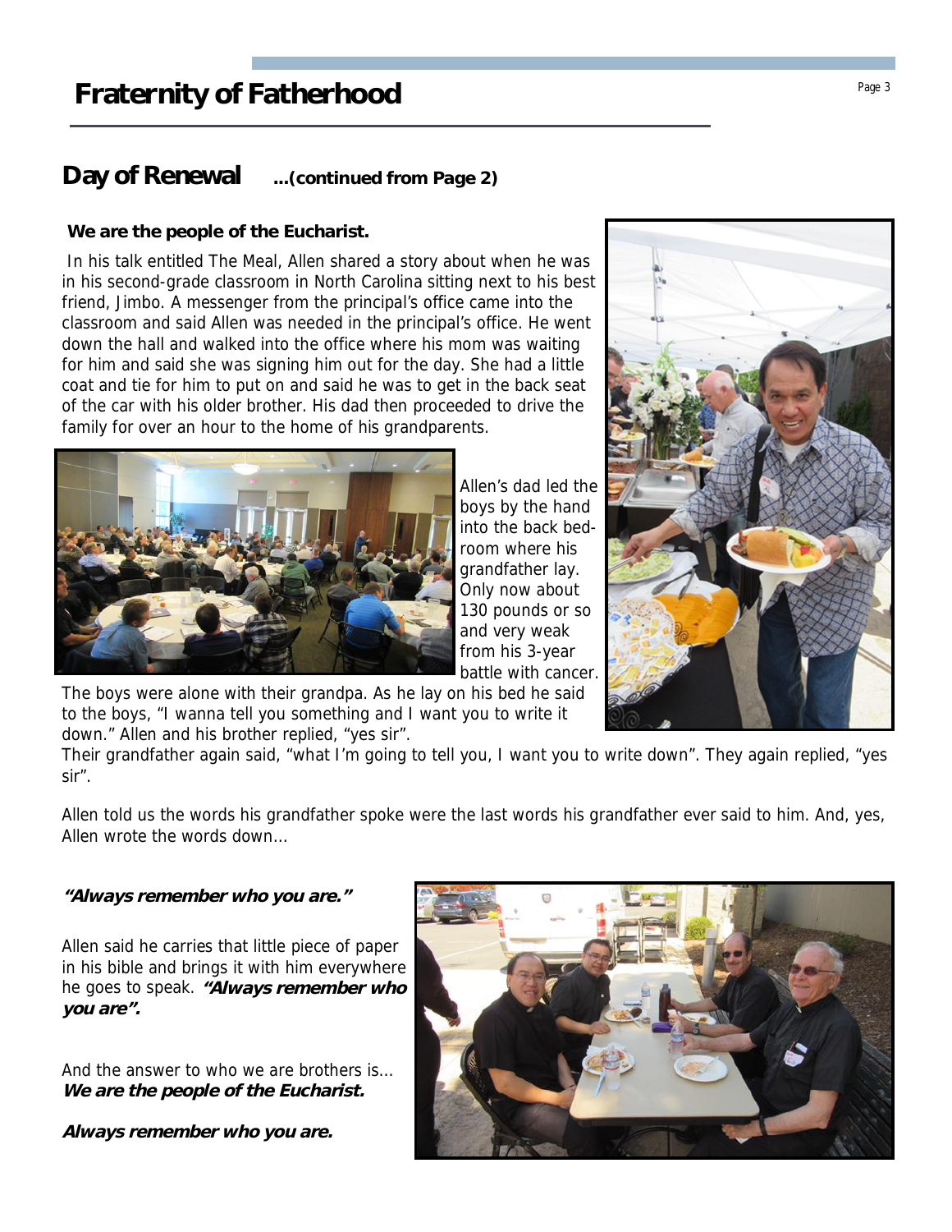# Fraternity of Fatherhood

## Day of Renewal ...(continued from Page 2)

**We are the people of the Eucharist.**

In his talk entitled The Meal, Allen shared a story about when he was in his second-grade classroom in North Carolina sitting next to his best friend, Jimbo. A messenger from the principal's office came into the classroom and said Allen was needed in the principal's office. He went down the hall and walked into the office where his mom was waiting for him and said she was signing him out for the day. She had a little coat and tie for him to put on and said he was to get in the back seat of the car with his older brother. His dad then proceeded to drive the family for over an hour to the home of his grandparents.

Allen's dad led the boys by the hand into the back bedroom where his grandfather lay. Only now about 130 pounds or so and very weak from his 3-year battle with cancer. The boys were alone with their grandpa. As he lay on his bed he said to the boys, "I wanna tell you something and I want you to write it down." Allen and his brother replied, "yes sir".

Their grandfather again said, "what I'm going to tell you, I want you to write down". They again replied, "yes sir".

Allen told us the words his grandfather spoke were the last words his grandfather ever said to him. And, yes, Allen wrote the words down...

***"Always remember who you are."***

Allen said he carries that little piece of paper in his bible and brings it with him everywhere he goes to speak. ***"Always remember who you are".***

And the answer to who we are brothers is... ***We are the people of the Eucharist.***

***Always remember who you are.***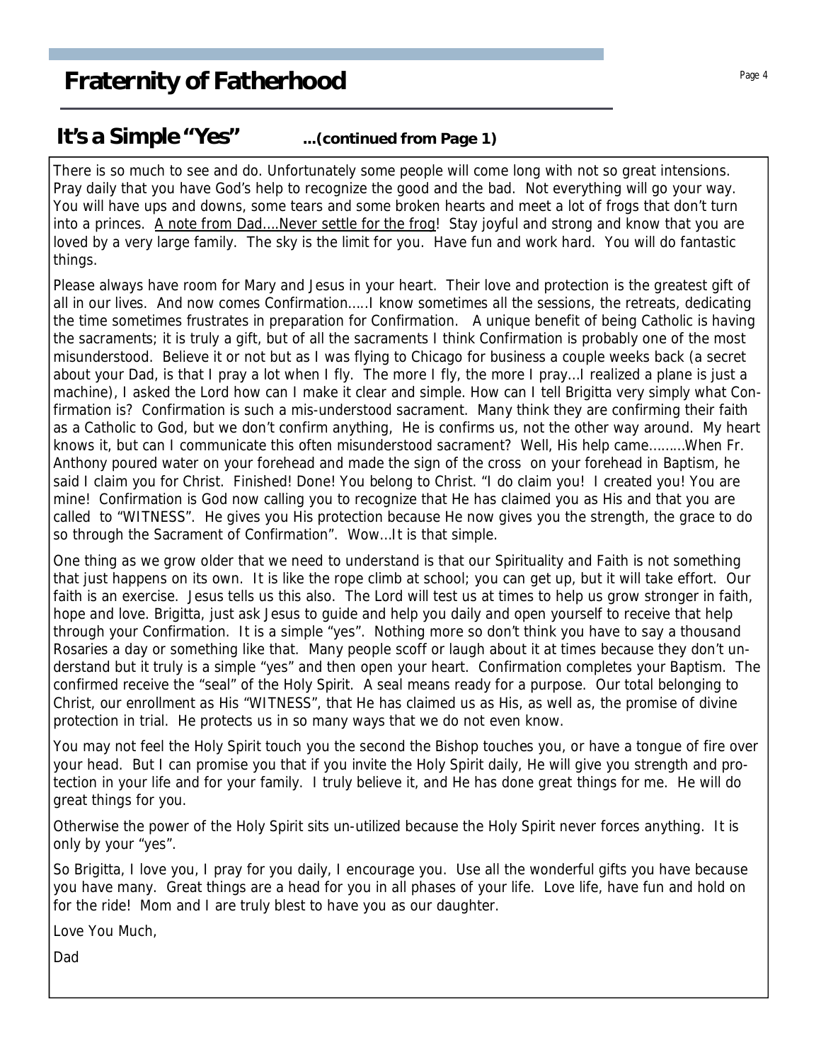# Fraternity of Fatherhood

## It's a Simple "Yes" ...(continued from Page 1)

There is so much to see and do. Unfortunately some people will come long with not so great intensions. Pray daily that you have God's help to recognize the good and the bad. Not everything will go your way. You will have ups and downs, some tears and some broken hearts and meet a lot of frogs that don't turn into a princes. <u>A note from Dad….Never settle for the frog</u>! Stay joyful and strong and know that you are loved by a very large family. The sky is the limit for you. Have fun and work hard. You will do fantastic things.

Please always have room for Mary and Jesus in your heart. Their love and protection is the greatest gift of all in our lives. And now comes Confirmation…..I know sometimes all the sessions, the retreats, dedicating the time sometimes frustrates in preparation for Confirmation. A unique benefit of being Catholic is having the sacraments; it is truly a gift, but of all the sacraments I think Confirmation is probably one of the most misunderstood. Believe it or not but as I was flying to Chicago for business a couple weeks back (a secret about your Dad, is that I pray a lot when I fly. The more I fly, the more I pray…I realized a plane is just a machine), I asked the Lord how can I make it clear and simple. How can I tell Brigitta very simply what Confirmation is? Confirmation is such a mis-understood sacrament. Many think they are confirming their faith as a Catholic to God, but we don't confirm anything, He is confirms us, not the other way around. My heart knows it, but can I communicate this often misunderstood sacrament? Well, His help came………When Fr. Anthony poured water on your forehead and made the sign of the cross on your forehead in Baptism, he said I claim you for Christ. Finished! Done! You belong to Christ. "I do claim you! I created you! You are mine! Confirmation is God now calling you to recognize that He has claimed you as His and that you are called to "WITNESS". He gives you His protection because He now gives you the strength, the grace to do so through the Sacrament of Confirmation". Wow…It is that simple.

One thing as we grow older that we need to understand is that our Spirituality and Faith is not something that just happens on its own. It is like the rope climb at school; you can get up, but it will take effort. Our faith is an exercise. Jesus tells us this also. The Lord will test us at times to help us grow stronger in faith, hope and love. Brigitta, just ask Jesus to guide and help you daily and open yourself to receive that help through your Confirmation. It is a simple "yes". Nothing more so don't think you have to say a thousand Rosaries a day or something like that. Many people scoff or laugh about it at times because they don't understand but it truly is a simple "yes" and then open your heart. Confirmation completes your Baptism. The confirmed receive the "seal" of the Holy Spirit. A seal means ready for a purpose. Our total belonging to Christ, our enrollment as His "WITNESS", that He has claimed us as His, as well as, the promise of divine protection in trial. He protects us in so many ways that we do not even know.

You may not feel the Holy Spirit touch you the second the Bishop touches you, or have a tongue of fire over your head. But I can promise you that if you invite the Holy Spirit daily, He will give you strength and protection in your life and for your family. I truly believe it, and He has done great things for me. He will do great things for you.

Otherwise the power of the Holy Spirit sits un-utilized because the Holy Spirit never forces anything. It is only by your "yes".

So Brigitta, I love you, I pray for you daily, I encourage you. Use all the wonderful gifts you have because you have many. Great things are a head for you in all phases of your life. Love life, have fun and hold on for the ride! Mom and I are truly blest to have you as our daughter.

Love You Much,

Dad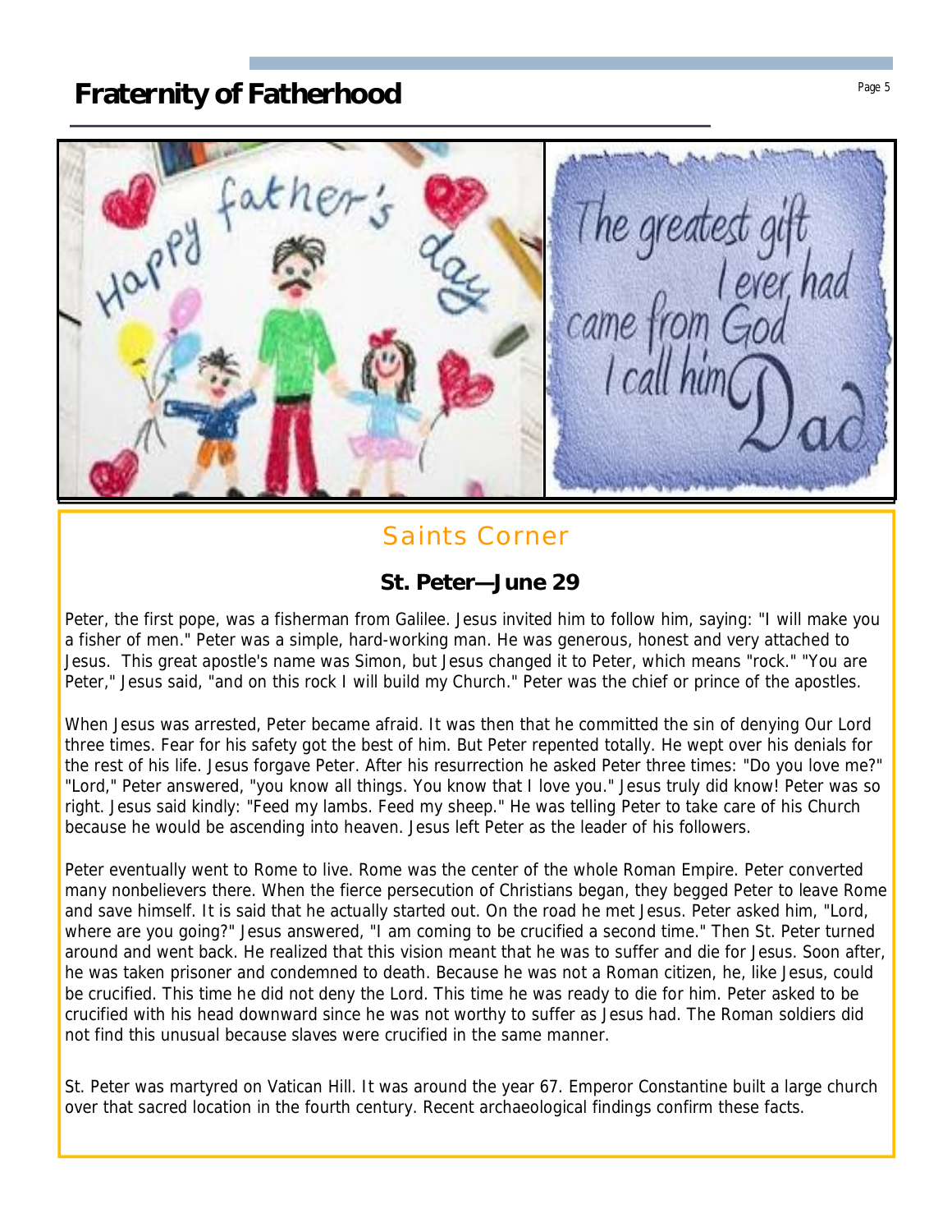## Saints Corner

### St. Peter—June 29

Peter, the first pope, was a fisherman from Galilee. Jesus invited him to follow him, saying: "I will make you a fisher of men." Peter was a simple, hard-working man. He was generous, honest and very attached to Jesus. This great apostle's name was Simon, but Jesus changed it to Peter, which means "rock." "You are Peter," Jesus said, "and on this rock I will build my Church." Peter was the chief or prince of the apostles.

When Jesus was arrested, Peter became afraid. It was then that he committed the sin of denying Our Lord three times. Fear for his safety got the best of him. But Peter repented totally. He wept over his denials for the rest of his life. Jesus forgave Peter. After his resurrection he asked Peter three times: "Do you love me?" "Lord," Peter answered, "you know all things. You know that I love you." Jesus truly did know! Peter was so right. Jesus said kindly: "Feed my lambs. Feed my sheep." He was telling Peter to take care of his Church because he would be ascending into heaven. Jesus left Peter as the leader of his followers.

Peter eventually went to Rome to live. Rome was the center of the whole Roman Empire. Peter converted many nonbelievers there. When the fierce persecution of Christians began, they begged Peter to leave Rome and save himself. It is said that he actually started out. On the road he met Jesus. Peter asked him, "Lord, where are you going?" Jesus answered, "I am coming to be crucified a second time." Then St. Peter turned around and went back. He realized that this vision meant that he was to suffer and die for Jesus. Soon after, he was taken prisoner and condemned to death. Because he was not a Roman citizen, he, like Jesus, could be crucified. This time he did not deny the Lord. This time he was ready to die for him. Peter asked to be crucified with his head downward since he was not worthy to suffer as Jesus had. The Roman soldiers did not find this unusual because slaves were crucified in the same manner.

St. Peter was martyred on Vatican Hill. It was around the year 67. Emperor Constantine built a large church over that sacred location in the fourth century. Recent archaeological findings confirm these facts.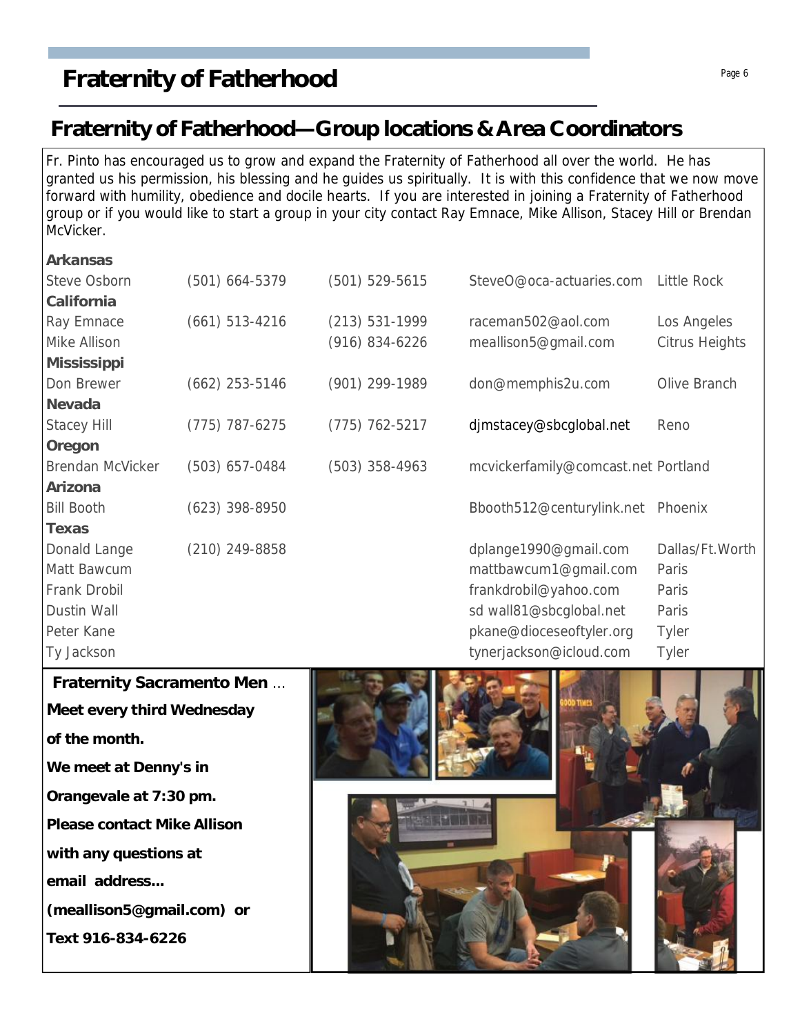# Fraternity of Fatherhood

## Fraternity of Fatherhood—Group locations & Area Coordinators

Fr. Pinto has encouraged us to grow and expand the Fraternity of Fatherhood all over the world. He has granted us his permission, his blessing and he guides us spiritually. It is with this confidence that we now move forward with humility, obedience and docile hearts. If you are interested in joining a Fraternity of Fatherhood group or if you would like to start a group in your city contact Ray Emnace, Mike Allison, Stacey Hill or Brendan McVicker.

| | | | | |
|---|---|---|---|---|
| **Arkansas** | | | | |
| Steve Osborn | (501) 664-5379 | (501) 529-5615 | SteveO@oca-actuaries.com | Little Rock |
| **California** | | | | |
| Ray Emnace | (661) 513-4216 | (213) 531-1999 | raceman502@aol.com | Los Angeles |
| Mike Allison | | (916) 834-6226 | meallison5@gmail.com | Citrus Heights |
| **Mississippi** | | | | |
| Don Brewer | (662) 253-5146 | (901) 299-1989 | don@memphis2u.com | Olive Branch |
| **Nevada** | | | | |
| Stacey Hill | (775) 787-6275 | (775) 762-5217 | djmstacey@sbcglobal.net | Reno |
| **Oregon** | | | | |
| Brendan McVicker | (503) 657-0484 | (503) 358-4963 | mcvickerfamily@comcast.net | Portland |
| **Arizona** | | | | |
| Bill Booth | (623) 398-8950 | | Bbooth512@centurylink.net | Phoenix |
| **Texas** | | | | |
| Donald Lange | (210) 249-8858 | | dplange1990@gmail.com | Dallas/Ft.Worth |
| Matt Bawcum | | | mattbawcum1@gmail.com | Paris |
| Frank Drobil | | | frankdrobil@yahoo.com | Paris |
| Dustin Wall | | | sd wall81@sbcglobal.net | Paris |
| Peter Kane | | | pkane@dioceseoftyler.org | Tyler |
| Ty Jackson | | | tynerjackson@icloud.com | Tyler |

**Fraternity Sacramento Men** ...

**Meet every third Wednesday of the month.**

**We meet at Denny's in Orangevale at 7:30 pm.**

**Please contact Mike Allison with any questions at email address... (meallison5@gmail.com) or Text 916-834-6226**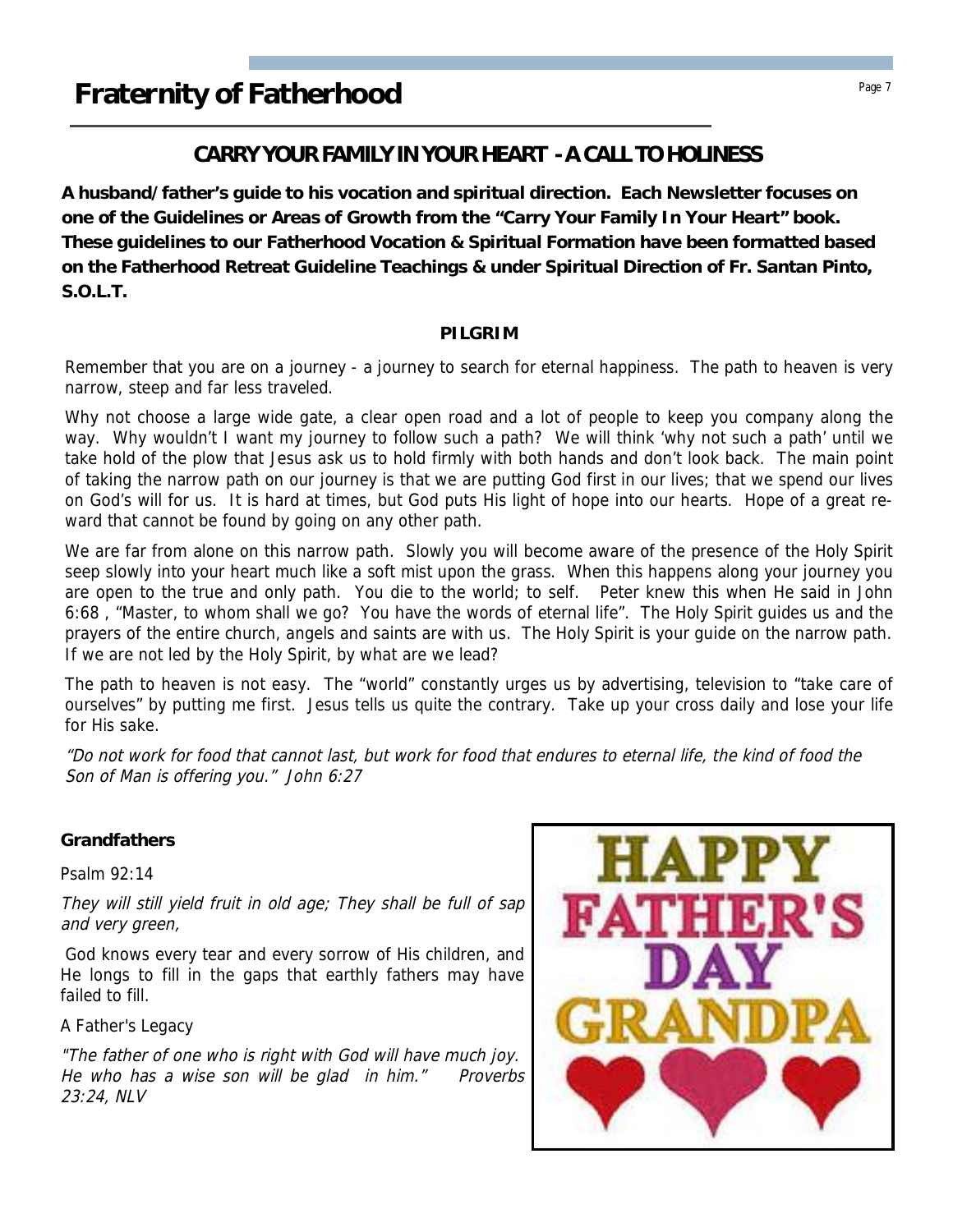# Fraternity of Fatherhood

## CARRY YOUR FAMILY IN YOUR HEART - A CALL TO HOLINESS

**A husband/father's guide to his vocation and spiritual direction. Each Newsletter focuses on one of the Guidelines or Areas of Growth from the "Carry Your Family In Your Heart" book. These guidelines to our Fatherhood Vocation & Spiritual Formation have been formatted based on the Fatherhood Retreat Guideline Teachings & under Spiritual Direction of Fr. Santan Pinto, S.O.L.T.**

### PILGRIM

Remember that you are on a journey - a journey to search for eternal happiness. The path to heaven is very narrow, steep and far less traveled.

Why not choose a large wide gate, a clear open road and a lot of people to keep you company along the way. Why wouldn't I want my journey to follow such a path? We will think 'why not such a path' until we take hold of the plow that Jesus ask us to hold firmly with both hands and don't look back. The main point of taking the narrow path on our journey is that we are putting God first in our lives; that we spend our lives on God's will for us. It is hard at times, but God puts His light of hope into our hearts. Hope of a great reward that cannot be found by going on any other path.

We are far from alone on this narrow path. Slowly you will become aware of the presence of the Holy Spirit seep slowly into your heart much like a soft mist upon the grass. When this happens along your journey you are open to the true and only path. You die to the world; to self. Peter knew this when He said in John 6:68 , "Master, to whom shall we go? You have the words of eternal life". The Holy Spirit guides us and the prayers of the entire church, angels and saints are with us. The Holy Spirit is your guide on the narrow path. If we are not led by the Holy Spirit, by what are we lead?

The path to heaven is not easy. The "world" constantly urges us by advertising, television to "take care of ourselves" by putting me first. Jesus tells us quite the contrary. Take up your cross daily and lose your life for His sake.

*"Do not work for food that cannot last, but work for food that endures to eternal life, the kind of food the Son of Man is offering you." John 6:27*

**Grandfathers**

Psalm 92:14

*They will still yield fruit in old age; They shall be full of sap and very green,*

God knows every tear and every sorrow of His children, and He longs to fill in the gaps that earthly fathers may have failed to fill.

A Father's Legacy

*"The father of one who is right with God will have much joy. He who has a wise son will be glad in him." Proverbs 23:24, NLV*

HAPPY FATHER'S DAY GRANDPA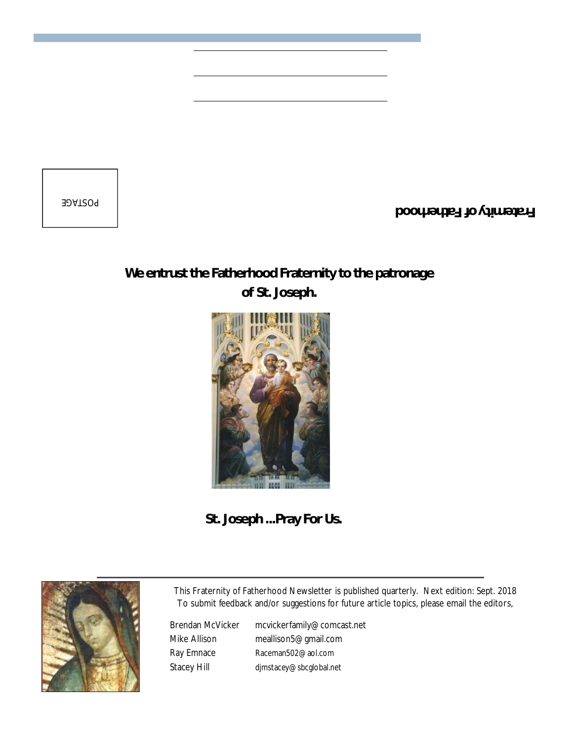POSTAGE

**Fraternity of Fatherhood**

**We entrust the Fatherhood Fraternity to the patronage of St. Joseph.**

**St. Joseph ...Pray For Us.**

This Fraternity of Fatherhood Newsletter is published quarterly. Next edition: Sept. 2018
To submit feedback and/or suggestions for future article topics, please email the editors,

| | |
|---|---|
| Brendan McVicker | mcvickerfamily@comcast.net |
| Mike Allison | meallison5@gmail.com |
| Ray Emnace | Raceman502@aol.com |
| Stacey Hill | djmstacey@sbcglobal.net |